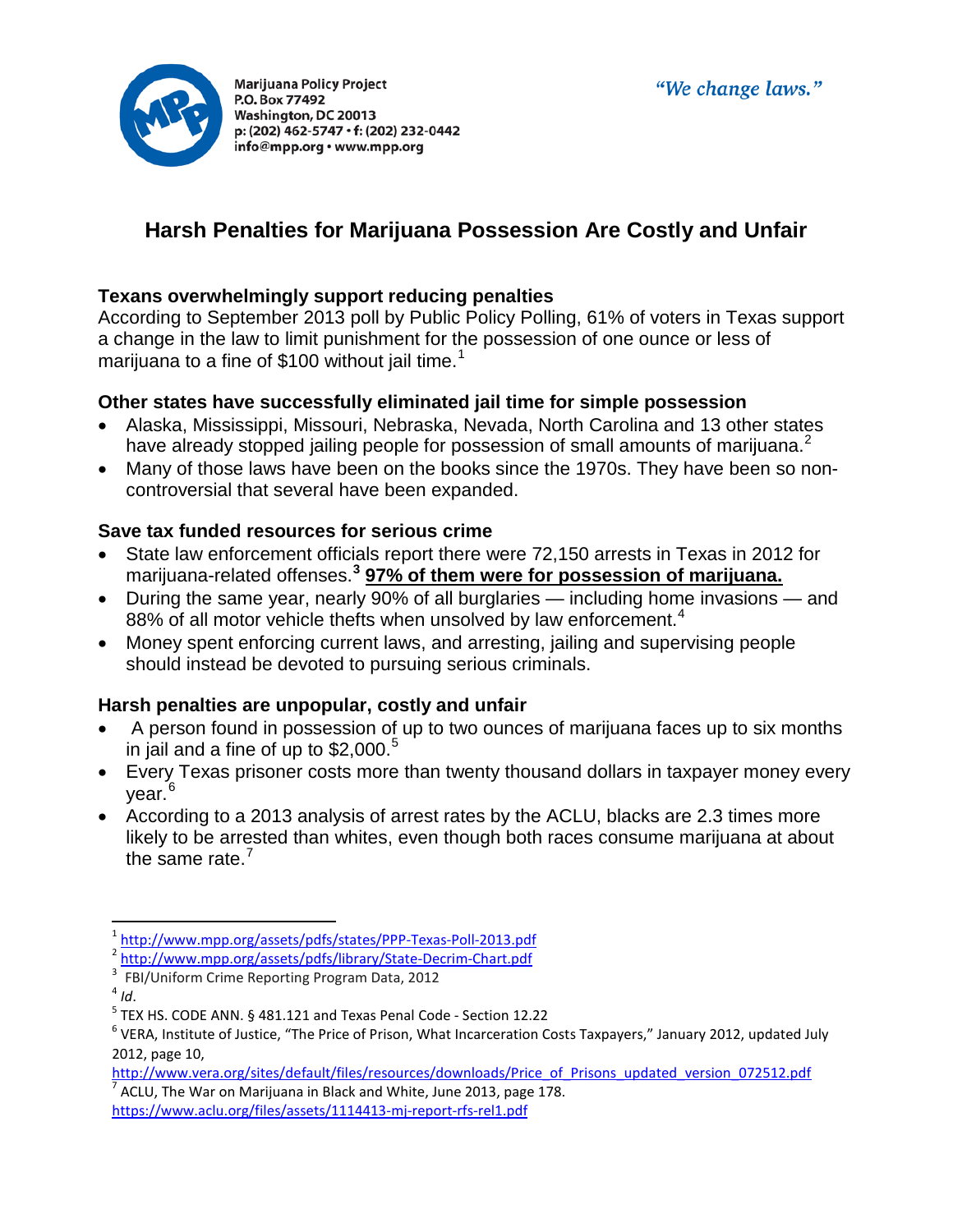Marijuana Policy Project
P.O. Box 77492
Washington, DC 20013
p: (202) 462-5747 • f: (202) 232-0442
info@mpp.org • www.mpp.org

*"We change laws."*

# Harsh Penalties for Marijuana Possession Are Costly and Unfair

### Texans overwhelmingly support reducing penalties

According to September 2013 poll by Public Policy Polling, 61% of voters in Texas support a change in the law to limit punishment for the possession of one ounce or less of marijuana to a fine of $100 without jail time.[1]

### Other states have successfully eliminated jail time for simple possession

- Alaska, Mississippi, Missouri, Nebraska, Nevada, North Carolina and 13 other states have already stopped jailing people for possession of small amounts of marijuana.[2]
- Many of those laws have been on the books since the 1970s. They have been so non-controversial that several have been expanded.

### Save tax funded resources for serious crime

- State law enforcement officials report there were 72,150 arrests in Texas in 2012 for marijuana-related offenses.[3] **97% of them were for possession of marijuana.**
- During the same year, nearly 90% of all burglaries — including home invasions — and 88% of all motor vehicle thefts when unsolved by law enforcement.[4]
- Money spent enforcing current laws, and arresting, jailing and supervising people should instead be devoted to pursuing serious criminals.

### Harsh penalties are unpopular, costly and unfair

- A person found in possession of up to two ounces of marijuana faces up to six months in jail and a fine of up to $2,000.[5]
- Every Texas prisoner costs more than twenty thousand dollars in taxpayer money every year.[6]
- According to a 2013 analysis of arrest rates by the ACLU, blacks are 2.3 times more likely to be arrested than whites, even though both races consume marijuana at about the same rate.[7]

---

[1] http://www.mpp.org/assets/pdfs/states/PPP-Texas-Poll-2013.pdf

[2] http://www.mpp.org/assets/pdfs/library/State-Decrim-Chart.pdf

[3] FBI/Uniform Crime Reporting Program Data, 2012

[4] *Id*.

[5] TEX HS. CODE ANN. § 481.121 and Texas Penal Code - Section 12.22

[6] VERA, Institute of Justice, "The Price of Prison, What Incarceration Costs Taxpayers," January 2012, updated July 2012, page 10, http://www.vera.org/sites/default/files/resources/downloads/Price_of_Prisons_updated_version_072512.pdf

[7] ACLU, The War on Marijuana in Black and White, June 2013, page 178. https://www.aclu.org/files/assets/1114413-mj-report-rfs-rel1.pdf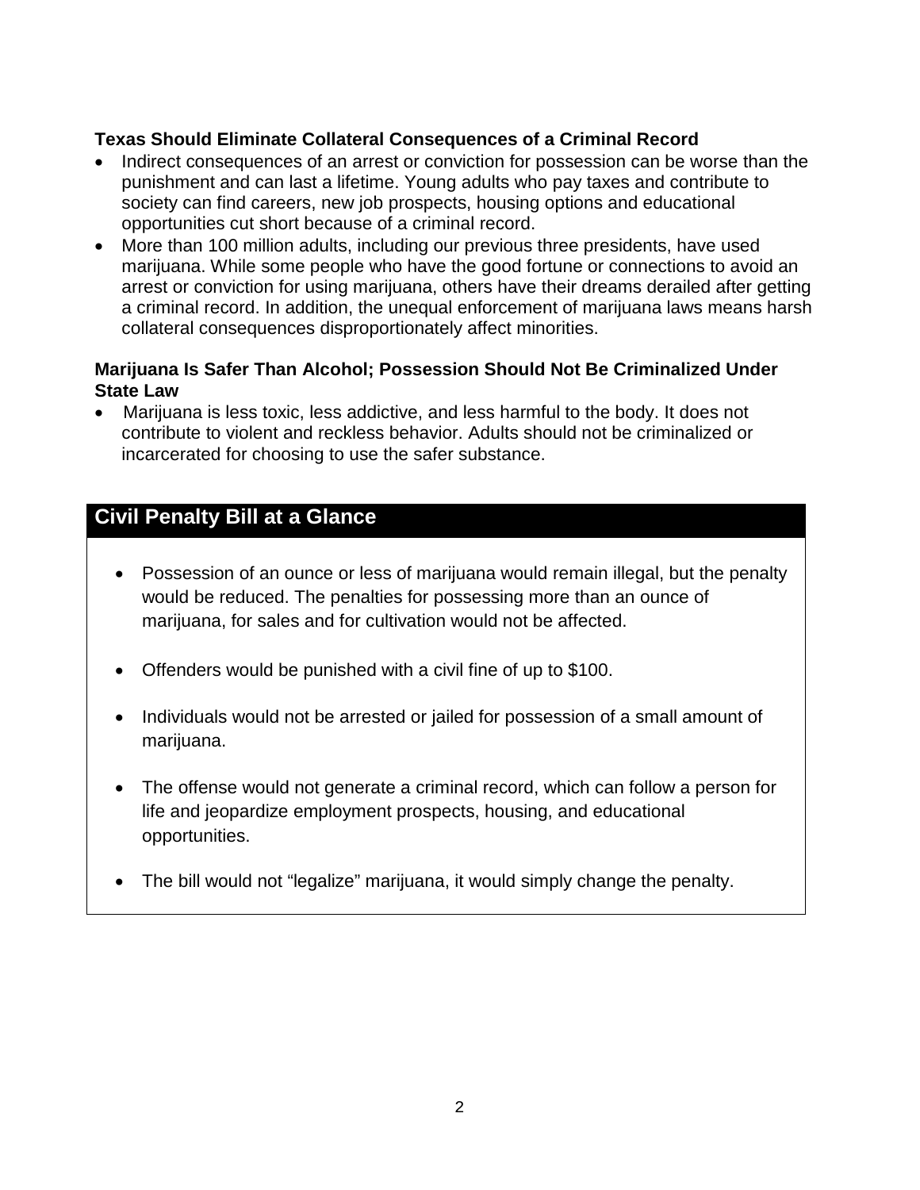**Texas Should Eliminate Collateral Consequences of a Criminal Record**

- Indirect consequences of an arrest or conviction for possession can be worse than the punishment and can last a lifetime. Young adults who pay taxes and contribute to society can find careers, new job prospects, housing options and educational opportunities cut short because of a criminal record.
- More than 100 million adults, including our previous three presidents, have used marijuana. While some people who have the good fortune or connections to avoid an arrest or conviction for using marijuana, others have their dreams derailed after getting a criminal record. In addition, the unequal enforcement of marijuana laws means harsh collateral consequences disproportionately affect minorities.

**Marijuana Is Safer Than Alcohol; Possession Should Not Be Criminalized Under State Law**

- Marijuana is less toxic, less addictive, and less harmful to the body. It does not contribute to violent and reckless behavior. Adults should not be criminalized or incarcerated for choosing to use the safer substance.

## Civil Penalty Bill at a Glance

- Possession of an ounce or less of marijuana would remain illegal, but the penalty would be reduced. The penalties for possessing more than an ounce of marijuana, for sales and for cultivation would not be affected.
- Offenders would be punished with a civil fine of up to $100.
- Individuals would not be arrested or jailed for possession of a small amount of marijuana.
- The offense would not generate a criminal record, which can follow a person for life and jeopardize employment prospects, housing, and educational opportunities.
- The bill would not "legalize" marijuana, it would simply change the penalty.